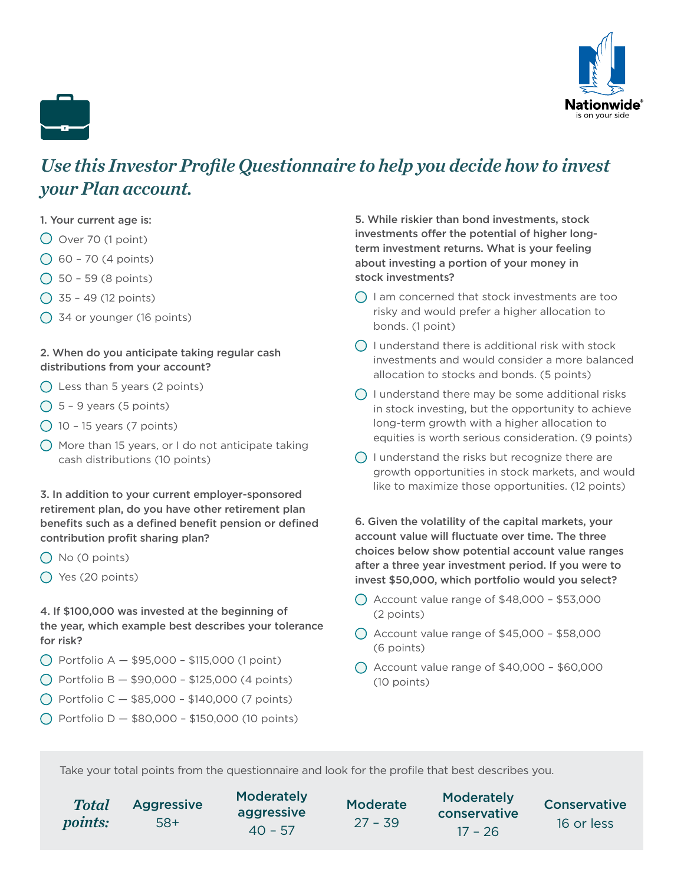# *Use this Investor Profile Questionnaire to help you decide how to invest your Plan account.*

**1. Your current age is:**

- Over 70 (1 point)
- 60 – 70 (4 points)
- 50 – 59 (8 points)
- 35 – 49 (12 points)
- 34 or younger (16 points)

**2. When do you anticipate taking regular cash distributions from your account?**

- Less than 5 years (2 points)
- 5 – 9 years (5 points)
- 10 – 15 years (7 points)
- More than 15 years, or I do not anticipate taking cash distributions (10 points)

**3. In addition to your current employer-sponsored retirement plan, do you have other retirement plan benefits such as a defined benefit pension or defined contribution profit sharing plan?**

- No (0 points)
- Yes (20 points)

**4. If $100,000 was invested at the beginning of the year, which example best describes your tolerance for risk?**

- Portfolio A — $95,000 – $115,000 (1 point)
- Portfolio B — $90,000 – $125,000 (4 points)
- Portfolio C — $85,000 – $140,000 (7 points)
- Portfolio D — $80,000 – $150,000 (10 points)

**5. While riskier than bond investments, stock investments offer the potential of higher long-term investment returns. What is your feeling about investing a portion of your money in stock investments?**

- I am concerned that stock investments are too risky and would prefer a higher allocation to bonds. (1 point)
- I understand there is additional risk with stock investments and would consider a more balanced allocation to stocks and bonds. (5 points)
- I understand there may be some additional risks in stock investing, but the opportunity to achieve long-term growth with a higher allocation to equities is worth serious consideration. (9 points)
- I understand the risks but recognize there are growth opportunities in stock markets, and would like to maximize those opportunities. (12 points)

**6. Given the volatility of the capital markets, your account value will fluctuate over time. The three choices below show potential account value ranges after a three year investment period. If you were to invest $50,000, which portfolio would you select?**

- Account value range of $48,000 – $53,000 (2 points)
- Account value range of $45,000 – $58,000 (6 points)
- Account value range of $40,000 – $60,000 (10 points)

Take your total points from the questionnaire and look for the profile that best describes you.

| *Total points:* | Aggressive | Moderately aggressive | Moderate | Moderately conservative | Conservative |
|---|---|---|---|---|---|
| | 58+ | 40 – 57 | 27 – 39 | 17 – 26 | 16 or less |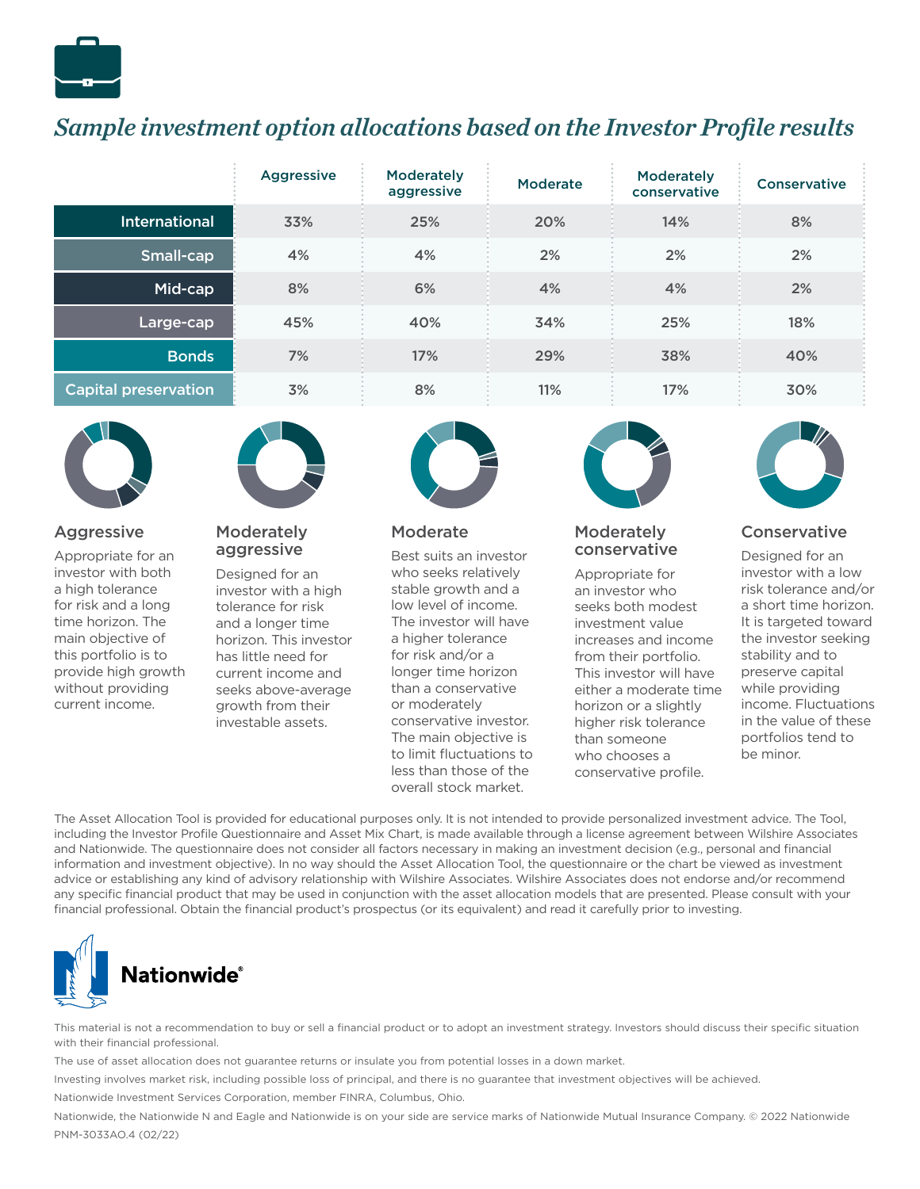## *Sample investment option allocations based on the Investor Profile results*

| | Aggressive | Moderately aggressive | Moderate | Moderately conservative | Conservative |
|---|---|---|---|---|---|
| International | 33% | 25% | 20% | 14% | 8% |
| Small-cap | 4% | 4% | 2% | 2% | 2% |
| Mid-cap | 8% | 6% | 4% | 4% | 2% |
| Large-cap | 45% | 40% | 34% | 25% | 18% |
| Bonds | 7% | 17% | 29% | 38% | 40% |
| Capital preservation | 3% | 8% | 11% | 17% | 30% |

### Aggressive

Appropriate for an investor with both a high tolerance for risk and a long time horizon. The main objective of this portfolio is to provide high growth without providing current income.

### Moderately aggressive

Designed for an investor with a high tolerance for risk and a longer time horizon. This investor has little need for current income and seeks above-average growth from their investable assets.

### Moderate

Best suits an investor who seeks relatively stable growth and a low level of income. The investor will have a higher tolerance for risk and/or a longer time horizon than a conservative or moderately conservative investor. The main objective is to limit fluctuations to less than those of the overall stock market.

### Moderately conservative

Appropriate for an investor who seeks both modest investment value increases and income from their portfolio. This investor will have either a moderate time horizon or a slightly higher risk tolerance than someone who chooses a conservative profile.

### Conservative

Designed for an investor with a low risk tolerance and/or a short time horizon. It is targeted toward the investor seeking stability and to preserve capital while providing income. Fluctuations in the value of these portfolios tend to be minor.

The Asset Allocation Tool is provided for educational purposes only. It is not intended to provide personalized investment advice. The Tool, including the Investor Profile Questionnaire and Asset Mix Chart, is made available through a license agreement between Wilshire Associates and Nationwide. The questionnaire does not consider all factors necessary in making an investment decision (e.g., personal and financial information and investment objective). In no way should the Asset Allocation Tool, the questionnaire or the chart be viewed as investment advice or establishing any kind of advisory relationship with Wilshire Associates. Wilshire Associates does not endorse and/or recommend any specific financial product that may be used in conjunction with the asset allocation models that are presented. Please consult with your financial professional. Obtain the financial product's prospectus (or its equivalent) and read it carefully prior to investing.

Nationwide®

This material is not a recommendation to buy or sell a financial product or to adopt an investment strategy. Investors should discuss their specific situation with their financial professional.

The use of asset allocation does not guarantee returns or insulate you from potential losses in a down market.

Investing involves market risk, including possible loss of principal, and there is no guarantee that investment objectives will be achieved.

Nationwide Investment Services Corporation, member FINRA, Columbus, Ohio.

Nationwide, the Nationwide N and Eagle and Nationwide is on your side are service marks of Nationwide Mutual Insurance Company. © 2022 Nationwide

PNM-3033AO.4 (02/22)